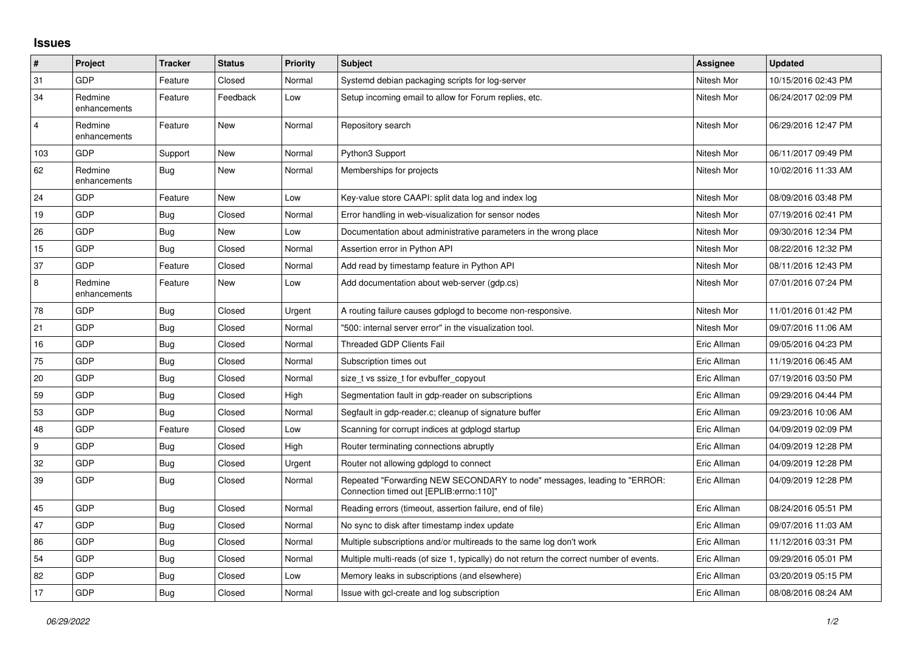# Issues

| # | Project | Tracker | Status | Priority | Subject | Assignee | Updated |
|---|---|---|---|---|---|---|---|
| 31 | GDP | Feature | Closed | Normal | Systemd debian packaging scripts for log-server | Nitesh Mor | 10/15/2016 02:43 PM |
| 34 | Redmine enhancements | Feature | Feedback | Low | Setup incoming email to allow for Forum replies, etc. | Nitesh Mor | 06/24/2017 02:09 PM |
| 4 | Redmine enhancements | Feature | New | Normal | Repository search | Nitesh Mor | 06/29/2016 12:47 PM |
| 103 | GDP | Support | New | Normal | Python3 Support | Nitesh Mor | 06/11/2017 09:49 PM |
| 62 | Redmine enhancements | Bug | New | Normal | Memberships for projects | Nitesh Mor | 10/02/2016 11:33 AM |
| 24 | GDP | Feature | New | Low | Key-value store CAAPI: split data log and index log | Nitesh Mor | 08/09/2016 03:48 PM |
| 19 | GDP | Bug | Closed | Normal | Error handling in web-visualization for sensor nodes | Nitesh Mor | 07/19/2016 02:41 PM |
| 26 | GDP | Bug | New | Low | Documentation about administrative parameters in the wrong place | Nitesh Mor | 09/30/2016 12:34 PM |
| 15 | GDP | Bug | Closed | Normal | Assertion error in Python API | Nitesh Mor | 08/22/2016 12:32 PM |
| 37 | GDP | Feature | Closed | Normal | Add read by timestamp feature in Python API | Nitesh Mor | 08/11/2016 12:43 PM |
| 8 | Redmine enhancements | Feature | New | Low | Add documentation about web-server (gdp.cs) | Nitesh Mor | 07/01/2016 07:24 PM |
| 78 | GDP | Bug | Closed | Urgent | A routing failure causes gdplogd to become non-responsive. | Nitesh Mor | 11/01/2016 01:42 PM |
| 21 | GDP | Bug | Closed | Normal | "500: internal server error" in the visualization tool. | Nitesh Mor | 09/07/2016 11:06 AM |
| 16 | GDP | Bug | Closed | Normal | Threaded GDP Clients Fail | Eric Allman | 09/05/2016 04:23 PM |
| 75 | GDP | Bug | Closed | Normal | Subscription times out | Eric Allman | 11/19/2016 06:45 AM |
| 20 | GDP | Bug | Closed | Normal | size_t vs ssize_t for evbuffer_copyout | Eric Allman | 07/19/2016 03:50 PM |
| 59 | GDP | Bug | Closed | High | Segmentation fault in gdp-reader on subscriptions | Eric Allman | 09/29/2016 04:44 PM |
| 53 | GDP | Bug | Closed | Normal | Segfault in gdp-reader.c; cleanup of signature buffer | Eric Allman | 09/23/2016 10:06 AM |
| 48 | GDP | Feature | Closed | Low | Scanning for corrupt indices at gdplogd startup | Eric Allman | 04/09/2019 02:09 PM |
| 9 | GDP | Bug | Closed | High | Router terminating connections abruptly | Eric Allman | 04/09/2019 12:28 PM |
| 32 | GDP | Bug | Closed | Urgent | Router not allowing gdplogd to connect | Eric Allman | 04/09/2019 12:28 PM |
| 39 | GDP | Bug | Closed | Normal | Repeated "Forwarding NEW SECONDARY to node" messages, leading to "ERROR: Connection timed out [EPLIB:errno:110]" | Eric Allman | 04/09/2019 12:28 PM |
| 45 | GDP | Bug | Closed | Normal | Reading errors (timeout, assertion failure, end of file) | Eric Allman | 08/24/2016 05:51 PM |
| 47 | GDP | Bug | Closed | Normal | No sync to disk after timestamp index update | Eric Allman | 09/07/2016 11:03 AM |
| 86 | GDP | Bug | Closed | Normal | Multiple subscriptions and/or multireads to the same log don't work | Eric Allman | 11/12/2016 03:31 PM |
| 54 | GDP | Bug | Closed | Normal | Multiple multi-reads (of size 1, typically) do not return the correct number of events. | Eric Allman | 09/29/2016 05:01 PM |
| 82 | GDP | Bug | Closed | Low | Memory leaks in subscriptions (and elsewhere) | Eric Allman | 03/20/2019 05:15 PM |
| 17 | GDP | Bug | Closed | Normal | Issue with gcl-create and log subscription | Eric Allman | 08/08/2016 08:24 AM |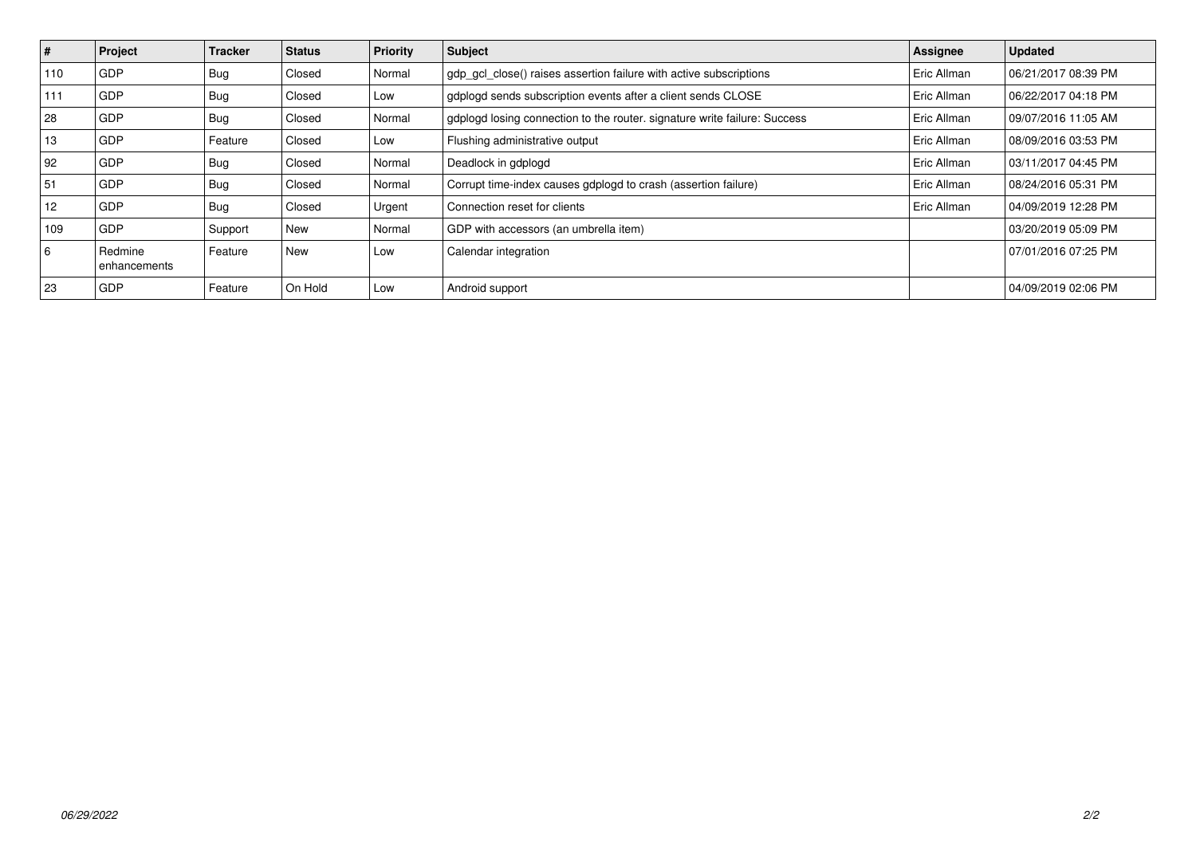| # | Project | Tracker | Status | Priority | Subject | Assignee | Updated |
|---|---|---|---|---|---|---|---|
| 110 | GDP | Bug | Closed | Normal | gdp_gcl_close() raises assertion failure with active subscriptions | Eric Allman | 06/21/2017 08:39 PM |
| 111 | GDP | Bug | Closed | Low | gdplogd sends subscription events after a client sends CLOSE | Eric Allman | 06/22/2017 04:18 PM |
| 28 | GDP | Bug | Closed | Normal | gdplogd losing connection to the router. signature write failure: Success | Eric Allman | 09/07/2016 11:05 AM |
| 13 | GDP | Feature | Closed | Low | Flushing administrative output | Eric Allman | 08/09/2016 03:53 PM |
| 92 | GDP | Bug | Closed | Normal | Deadlock in gdplogd | Eric Allman | 03/11/2017 04:45 PM |
| 51 | GDP | Bug | Closed | Normal | Corrupt time-index causes gdplogd to crash (assertion failure) | Eric Allman | 08/24/2016 05:31 PM |
| 12 | GDP | Bug | Closed | Urgent | Connection reset for clients | Eric Allman | 04/09/2019 12:28 PM |
| 109 | GDP | Support | New | Normal | GDP with accessors (an umbrella item) | | 03/20/2019 05:09 PM |
| 6 | Redmine enhancements | Feature | New | Low | Calendar integration | | 07/01/2016 07:25 PM |
| 23 | GDP | Feature | On Hold | Low | Android support | | 04/09/2019 02:06 PM |